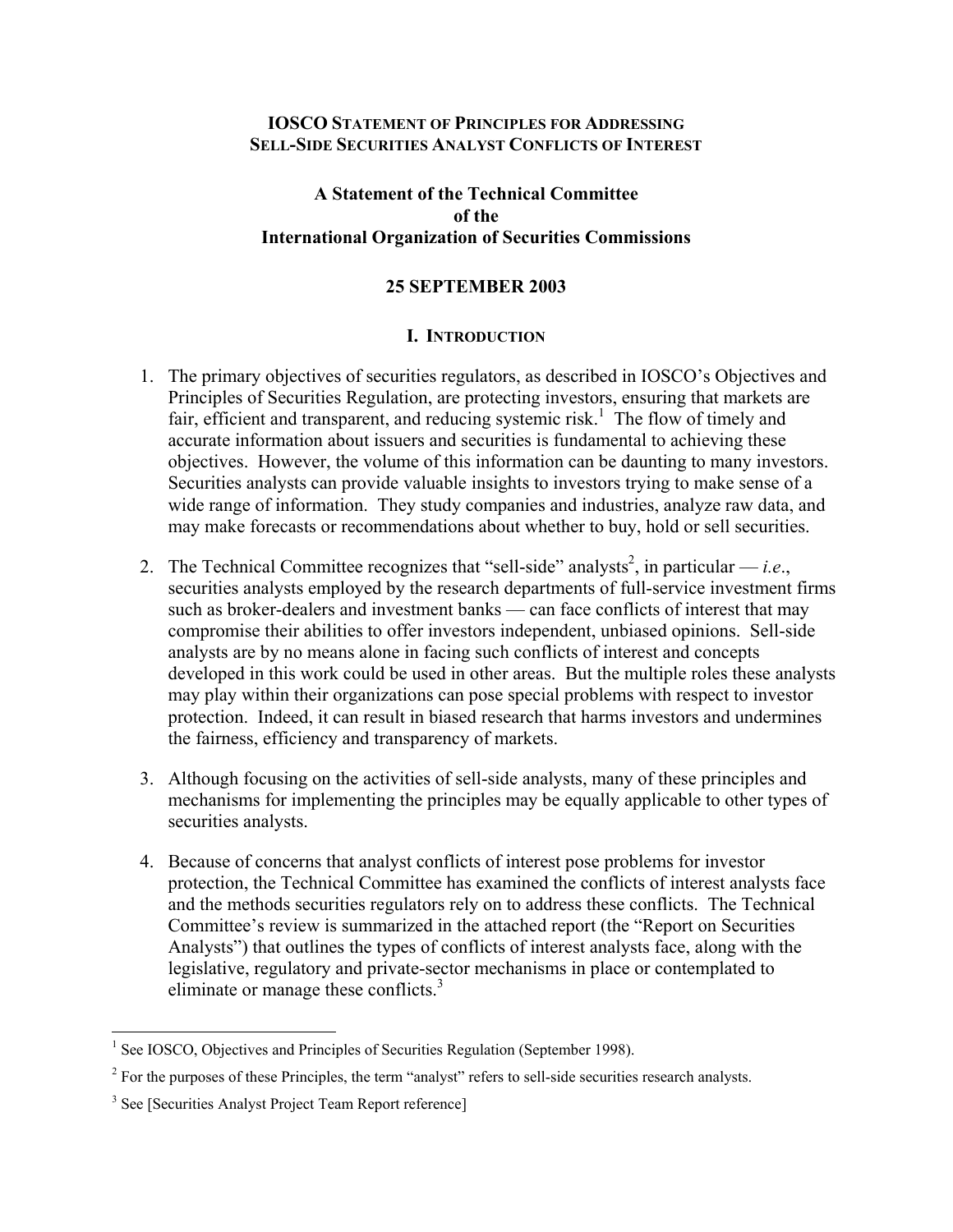# IOSCO Statement of Principles for Addressing Sell-Side Securities Analyst Conflicts of Interest

## A Statement of the Technical Committee of the International Organization of Securities Commissions

### 25 SEPTEMBER 2003

## I. Introduction

1. The primary objectives of securities regulators, as described in IOSCO's Objectives and Principles of Securities Regulation, are protecting investors, ensuring that markets are fair, efficient and transparent, and reducing systemic risk.[1] The flow of timely and accurate information about issuers and securities is fundamental to achieving these objectives. However, the volume of this information can be daunting to many investors. Securities analysts can provide valuable insights to investors trying to make sense of a wide range of information. They study companies and industries, analyze raw data, and may make forecasts or recommendations about whether to buy, hold or sell securities.

2. The Technical Committee recognizes that "sell-side" analysts[2], in particular — *i.e*., securities analysts employed by the research departments of full-service investment firms such as broker-dealers and investment banks — can face conflicts of interest that may compromise their abilities to offer investors independent, unbiased opinions. Sell-side analysts are by no means alone in facing such conflicts of interest and concepts developed in this work could be used in other areas. But the multiple roles these analysts may play within their organizations can pose special problems with respect to investor protection. Indeed, it can result in biased research that harms investors and undermines the fairness, efficiency and transparency of markets.

3. Although focusing on the activities of sell-side analysts, many of these principles and mechanisms for implementing the principles may be equally applicable to other types of securities analysts.

4. Because of concerns that analyst conflicts of interest pose problems for investor protection, the Technical Committee has examined the conflicts of interest analysts face and the methods securities regulators rely on to address these conflicts. The Technical Committee's review is summarized in the attached report (the "Report on Securities Analysts") that outlines the types of conflicts of interest analysts face, along with the legislative, regulatory and private-sector mechanisms in place or contemplated to eliminate or manage these conflicts.[3]

---

[1] See IOSCO, Objectives and Principles of Securities Regulation (September 1998).

[2] For the purposes of these Principles, the term "analyst" refers to sell-side securities research analysts.

[3] See [Securities Analyst Project Team Report reference]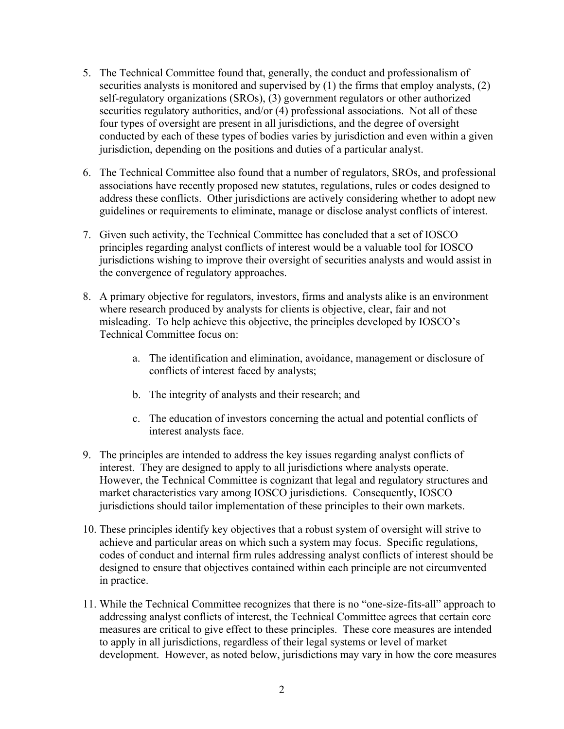5. The Technical Committee found that, generally, the conduct and professionalism of securities analysts is monitored and supervised by (1) the firms that employ analysts, (2) self-regulatory organizations (SROs), (3) government regulators or other authorized securities regulatory authorities, and/or (4) professional associations. Not all of these four types of oversight are present in all jurisdictions, and the degree of oversight conducted by each of these types of bodies varies by jurisdiction and even within a given jurisdiction, depending on the positions and duties of a particular analyst.

6. The Technical Committee also found that a number of regulators, SROs, and professional associations have recently proposed new statutes, regulations, rules or codes designed to address these conflicts. Other jurisdictions are actively considering whether to adopt new guidelines or requirements to eliminate, manage or disclose analyst conflicts of interest.

7. Given such activity, the Technical Committee has concluded that a set of IOSCO principles regarding analyst conflicts of interest would be a valuable tool for IOSCO jurisdictions wishing to improve their oversight of securities analysts and would assist in the convergence of regulatory approaches.

8. A primary objective for regulators, investors, firms and analysts alike is an environment where research produced by analysts for clients is objective, clear, fair and not misleading. To help achieve this objective, the principles developed by IOSCO's Technical Committee focus on:

    a. The identification and elimination, avoidance, management or disclosure of conflicts of interest faced by analysts;

    b. The integrity of analysts and their research; and

    c. The education of investors concerning the actual and potential conflicts of interest analysts face.

9. The principles are intended to address the key issues regarding analyst conflicts of interest. They are designed to apply to all jurisdictions where analysts operate. However, the Technical Committee is cognizant that legal and regulatory structures and market characteristics vary among IOSCO jurisdictions. Consequently, IOSCO jurisdictions should tailor implementation of these principles to their own markets.

10. These principles identify key objectives that a robust system of oversight will strive to achieve and particular areas on which such a system may focus. Specific regulations, codes of conduct and internal firm rules addressing analyst conflicts of interest should be designed to ensure that objectives contained within each principle are not circumvented in practice.

11. While the Technical Committee recognizes that there is no "one-size-fits-all" approach to addressing analyst conflicts of interest, the Technical Committee agrees that certain core measures are critical to give effect to these principles. These core measures are intended to apply in all jurisdictions, regardless of their legal systems or level of market development. However, as noted below, jurisdictions may vary in how the core measures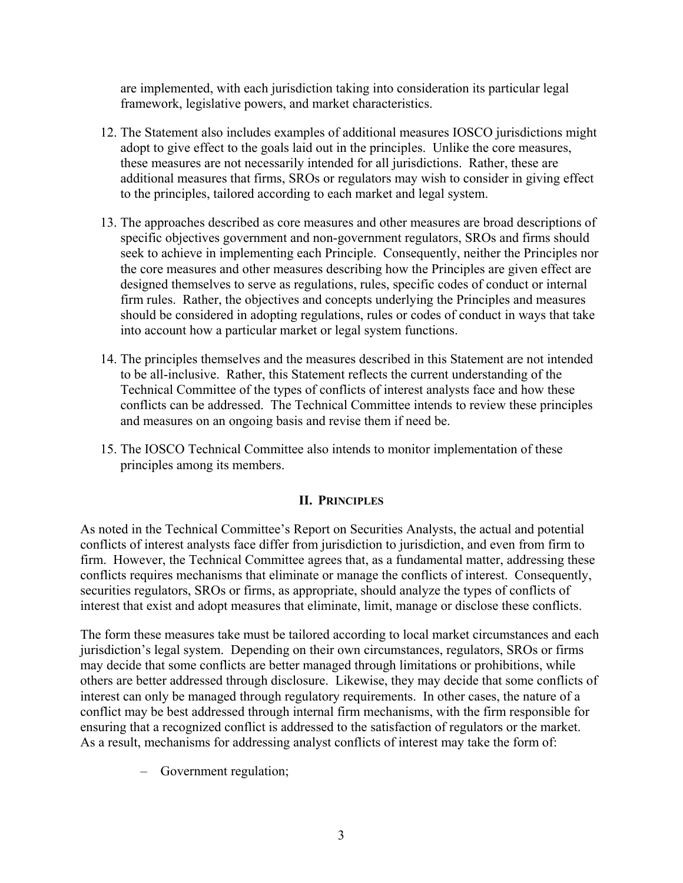are implemented, with each jurisdiction taking into consideration its particular legal framework, legislative powers, and market characteristics.

12. The Statement also includes examples of additional measures IOSCO jurisdictions might adopt to give effect to the goals laid out in the principles. Unlike the core measures, these measures are not necessarily intended for all jurisdictions. Rather, these are additional measures that firms, SROs or regulators may wish to consider in giving effect to the principles, tailored according to each market and legal system.

13. The approaches described as core measures and other measures are broad descriptions of specific objectives government and non-government regulators, SROs and firms should seek to achieve in implementing each Principle. Consequently, neither the Principles nor the core measures and other measures describing how the Principles are given effect are designed themselves to serve as regulations, rules, specific codes of conduct or internal firm rules. Rather, the objectives and concepts underlying the Principles and measures should be considered in adopting regulations, rules or codes of conduct in ways that take into account how a particular market or legal system functions.

14. The principles themselves and the measures described in this Statement are not intended to be all-inclusive. Rather, this Statement reflects the current understanding of the Technical Committee of the types of conflicts of interest analysts face and how these conflicts can be addressed. The Technical Committee intends to review these principles and measures on an ongoing basis and revise them if need be.

15. The IOSCO Technical Committee also intends to monitor implementation of these principles among its members.

## II. PRINCIPLES

As noted in the Technical Committee's Report on Securities Analysts, the actual and potential conflicts of interest analysts face differ from jurisdiction to jurisdiction, and even from firm to firm. However, the Technical Committee agrees that, as a fundamental matter, addressing these conflicts requires mechanisms that eliminate or manage the conflicts of interest. Consequently, securities regulators, SROs or firms, as appropriate, should analyze the types of conflicts of interest that exist and adopt measures that eliminate, limit, manage or disclose these conflicts.

The form these measures take must be tailored according to local market circumstances and each jurisdiction's legal system. Depending on their own circumstances, regulators, SROs or firms may decide that some conflicts are better managed through limitations or prohibitions, while others are better addressed through disclosure. Likewise, they may decide that some conflicts of interest can only be managed through regulatory requirements. In other cases, the nature of a conflict may be best addressed through internal firm mechanisms, with the firm responsible for ensuring that a recognized conflict is addressed to the satisfaction of regulators or the market. As a result, mechanisms for addressing analyst conflicts of interest may take the form of:

- Government regulation;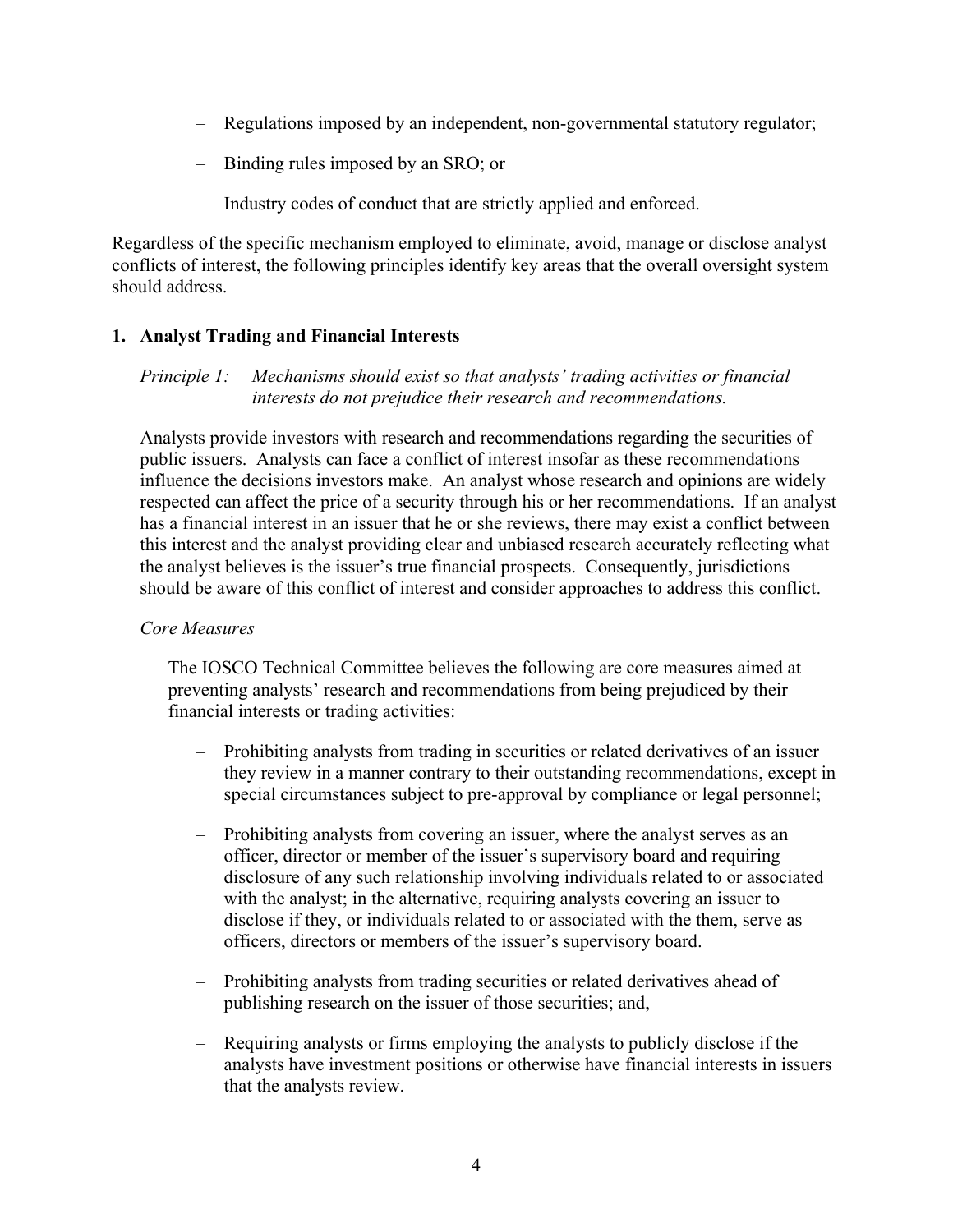- Regulations imposed by an independent, non-governmental statutory regulator;
- Binding rules imposed by an SRO; or
- Industry codes of conduct that are strictly applied and enforced.

Regardless of the specific mechanism employed to eliminate, avoid, manage or disclose analyst conflicts of interest, the following principles identify key areas that the overall oversight system should address.

## 1. Analyst Trading and Financial Interests

*Principle 1: Mechanisms should exist so that analysts' trading activities or financial interests do not prejudice their research and recommendations.*

Analysts provide investors with research and recommendations regarding the securities of public issuers. Analysts can face a conflict of interest insofar as these recommendations influence the decisions investors make. An analyst whose research and opinions are widely respected can affect the price of a security through his or her recommendations. If an analyst has a financial interest in an issuer that he or she reviews, there may exist a conflict between this interest and the analyst providing clear and unbiased research accurately reflecting what the analyst believes is the issuer's true financial prospects. Consequently, jurisdictions should be aware of this conflict of interest and consider approaches to address this conflict.

*Core Measures*

The IOSCO Technical Committee believes the following are core measures aimed at preventing analysts' research and recommendations from being prejudiced by their financial interests or trading activities:

- Prohibiting analysts from trading in securities or related derivatives of an issuer they review in a manner contrary to their outstanding recommendations, except in special circumstances subject to pre-approval by compliance or legal personnel;
- Prohibiting analysts from covering an issuer, where the analyst serves as an officer, director or member of the issuer's supervisory board and requiring disclosure of any such relationship involving individuals related to or associated with the analyst; in the alternative, requiring analysts covering an issuer to disclose if they, or individuals related to or associated with the them, serve as officers, directors or members of the issuer's supervisory board.
- Prohibiting analysts from trading securities or related derivatives ahead of publishing research on the issuer of those securities; and,
- Requiring analysts or firms employing the analysts to publicly disclose if the analysts have investment positions or otherwise have financial interests in issuers that the analysts review.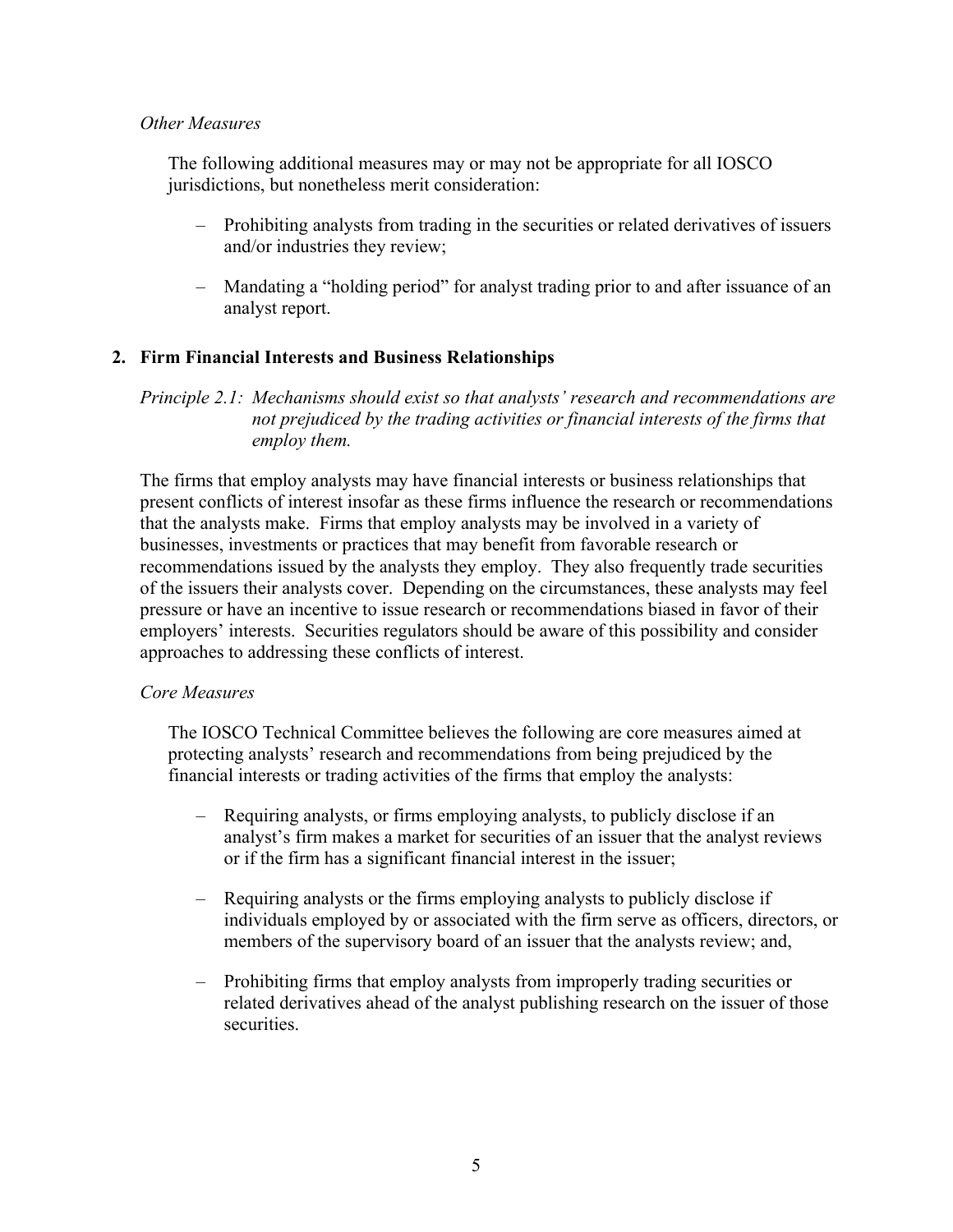*Other Measures*

The following additional measures may or may not be appropriate for all IOSCO jurisdictions, but nonetheless merit consideration:

- Prohibiting analysts from trading in the securities or related derivatives of issuers and/or industries they review;
- Mandating a "holding period" for analyst trading prior to and after issuance of an analyst report.

## 2. Firm Financial Interests and Business Relationships

*Principle 2.1: Mechanisms should exist so that analysts' research and recommendations are not prejudiced by the trading activities or financial interests of the firms that employ them.*

The firms that employ analysts may have financial interests or business relationships that present conflicts of interest insofar as these firms influence the research or recommendations that the analysts make. Firms that employ analysts may be involved in a variety of businesses, investments or practices that may benefit from favorable research or recommendations issued by the analysts they employ. They also frequently trade securities of the issuers their analysts cover. Depending on the circumstances, these analysts may feel pressure or have an incentive to issue research or recommendations biased in favor of their employers' interests. Securities regulators should be aware of this possibility and consider approaches to addressing these conflicts of interest.

*Core Measures*

The IOSCO Technical Committee believes the following are core measures aimed at protecting analysts' research and recommendations from being prejudiced by the financial interests or trading activities of the firms that employ the analysts:

- Requiring analysts, or firms employing analysts, to publicly disclose if an analyst's firm makes a market for securities of an issuer that the analyst reviews or if the firm has a significant financial interest in the issuer;
- Requiring analysts or the firms employing analysts to publicly disclose if individuals employed by or associated with the firm serve as officers, directors, or members of the supervisory board of an issuer that the analysts review; and,
- Prohibiting firms that employ analysts from improperly trading securities or related derivatives ahead of the analyst publishing research on the issuer of those securities.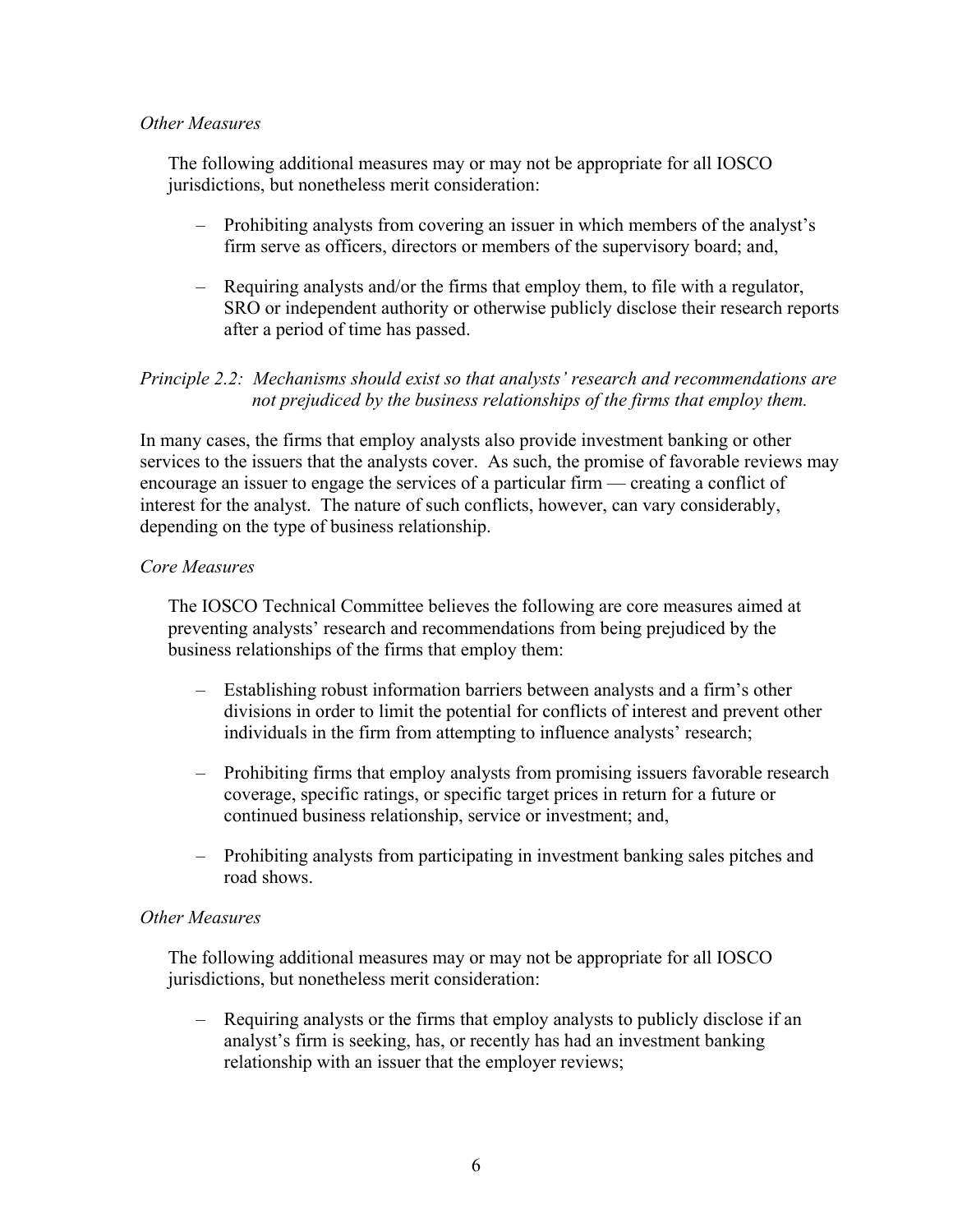*Other Measures*

The following additional measures may or may not be appropriate for all IOSCO jurisdictions, but nonetheless merit consideration:

- Prohibiting analysts from covering an issuer in which members of the analyst's firm serve as officers, directors or members of the supervisory board; and,
- Requiring analysts and/or the firms that employ them, to file with a regulator, SRO or independent authority or otherwise publicly disclose their research reports after a period of time has passed.

*Principle 2.2: Mechanisms should exist so that analysts' research and recommendations are not prejudiced by the business relationships of the firms that employ them.*

In many cases, the firms that employ analysts also provide investment banking or other services to the issuers that the analysts cover. As such, the promise of favorable reviews may encourage an issuer to engage the services of a particular firm — creating a conflict of interest for the analyst. The nature of such conflicts, however, can vary considerably, depending on the type of business relationship.

*Core Measures*

The IOSCO Technical Committee believes the following are core measures aimed at preventing analysts' research and recommendations from being prejudiced by the business relationships of the firms that employ them:

- Establishing robust information barriers between analysts and a firm's other divisions in order to limit the potential for conflicts of interest and prevent other individuals in the firm from attempting to influence analysts' research;
- Prohibiting firms that employ analysts from promising issuers favorable research coverage, specific ratings, or specific target prices in return for a future or continued business relationship, service or investment; and,
- Prohibiting analysts from participating in investment banking sales pitches and road shows.

*Other Measures*

The following additional measures may or may not be appropriate for all IOSCO jurisdictions, but nonetheless merit consideration:

- Requiring analysts or the firms that employ analysts to publicly disclose if an analyst's firm is seeking, has, or recently has had an investment banking relationship with an issuer that the employer reviews;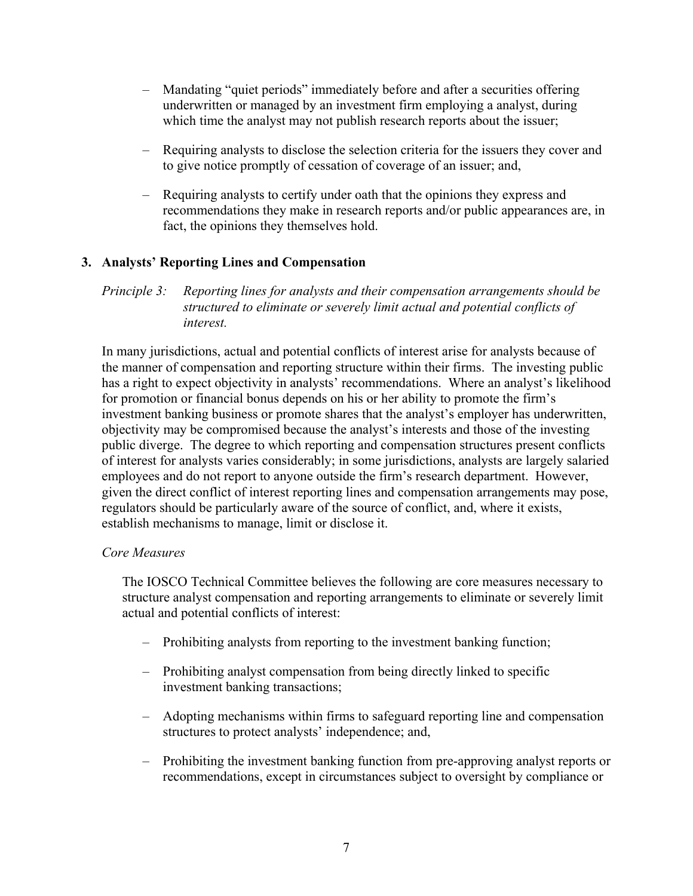– Mandating "quiet periods" immediately before and after a securities offering underwritten or managed by an investment firm employing a analyst, during which time the analyst may not publish research reports about the issuer;

– Requiring analysts to disclose the selection criteria for the issuers they cover and to give notice promptly of cessation of coverage of an issuer; and,

– Requiring analysts to certify under oath that the opinions they express and recommendations they make in research reports and/or public appearances are, in fact, the opinions they themselves hold.

### 3. Analysts' Reporting Lines and Compensation

*Principle 3: Reporting lines for analysts and their compensation arrangements should be structured to eliminate or severely limit actual and potential conflicts of interest.*

In many jurisdictions, actual and potential conflicts of interest arise for analysts because of the manner of compensation and reporting structure within their firms. The investing public has a right to expect objectivity in analysts' recommendations. Where an analyst's likelihood for promotion or financial bonus depends on his or her ability to promote the firm's investment banking business or promote shares that the analyst's employer has underwritten, objectivity may be compromised because the analyst's interests and those of the investing public diverge. The degree to which reporting and compensation structures present conflicts of interest for analysts varies considerably; in some jurisdictions, analysts are largely salaried employees and do not report to anyone outside the firm's research department. However, given the direct conflict of interest reporting lines and compensation arrangements may pose, regulators should be particularly aware of the source of conflict, and, where it exists, establish mechanisms to manage, limit or disclose it.

*Core Measures*

The IOSCO Technical Committee believes the following are core measures necessary to structure analyst compensation and reporting arrangements to eliminate or severely limit actual and potential conflicts of interest:

– Prohibiting analysts from reporting to the investment banking function;

– Prohibiting analyst compensation from being directly linked to specific investment banking transactions;

– Adopting mechanisms within firms to safeguard reporting line and compensation structures to protect analysts' independence; and,

– Prohibiting the investment banking function from pre-approving analyst reports or recommendations, except in circumstances subject to oversight by compliance or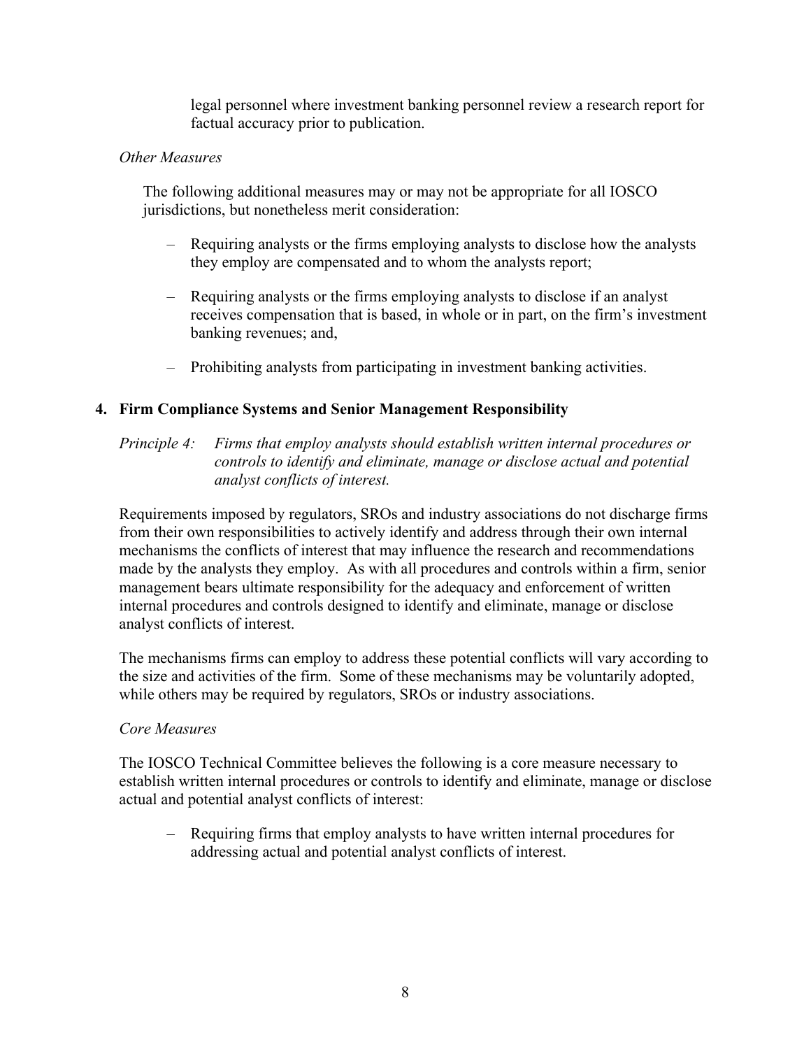legal personnel where investment banking personnel review a research report for factual accuracy prior to publication.

*Other Measures*

The following additional measures may or may not be appropriate for all IOSCO jurisdictions, but nonetheless merit consideration:

- Requiring analysts or the firms employing analysts to disclose how the analysts they employ are compensated and to whom the analysts report;
- Requiring analysts or the firms employing analysts to disclose if an analyst receives compensation that is based, in whole or in part, on the firm's investment banking revenues; and,
- Prohibiting analysts from participating in investment banking activities.

## 4. Firm Compliance Systems and Senior Management Responsibility

*Principle 4: Firms that employ analysts should establish written internal procedures or controls to identify and eliminate, manage or disclose actual and potential analyst conflicts of interest.*

Requirements imposed by regulators, SROs and industry associations do not discharge firms from their own responsibilities to actively identify and address through their own internal mechanisms the conflicts of interest that may influence the research and recommendations made by the analysts they employ. As with all procedures and controls within a firm, senior management bears ultimate responsibility for the adequacy and enforcement of written internal procedures and controls designed to identify and eliminate, manage or disclose analyst conflicts of interest.

The mechanisms firms can employ to address these potential conflicts will vary according to the size and activities of the firm. Some of these mechanisms may be voluntarily adopted, while others may be required by regulators, SROs or industry associations.

*Core Measures*

The IOSCO Technical Committee believes the following is a core measure necessary to establish written internal procedures or controls to identify and eliminate, manage or disclose actual and potential analyst conflicts of interest:

- Requiring firms that employ analysts to have written internal procedures for addressing actual and potential analyst conflicts of interest.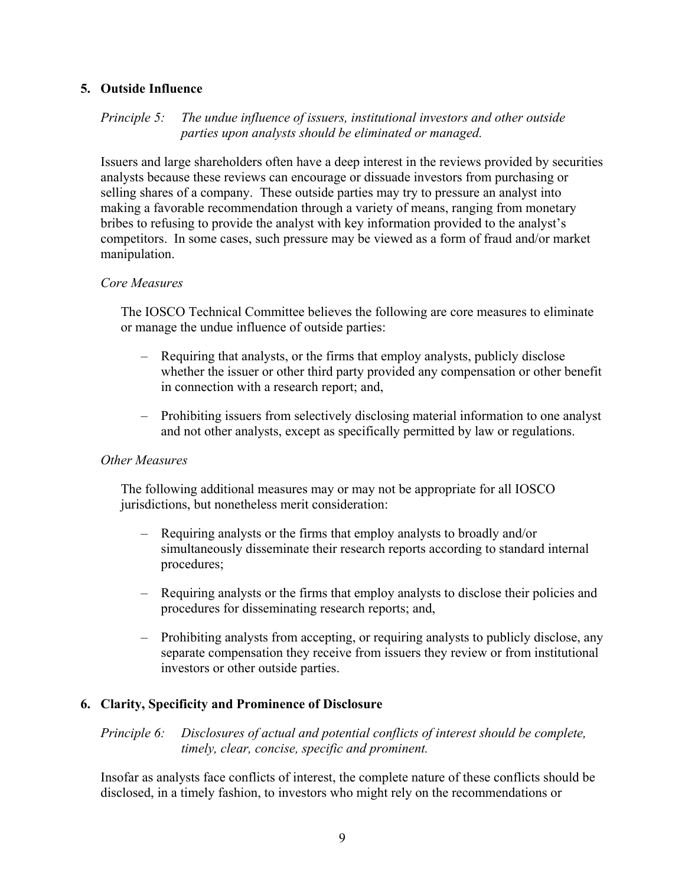## 5. Outside Influence

*Principle 5: The undue influence of issuers, institutional investors and other outside parties upon analysts should be eliminated or managed.*

Issuers and large shareholders often have a deep interest in the reviews provided by securities analysts because these reviews can encourage or dissuade investors from purchasing or selling shares of a company. These outside parties may try to pressure an analyst into making a favorable recommendation through a variety of means, ranging from monetary bribes to refusing to provide the analyst with key information provided to the analyst's competitors. In some cases, such pressure may be viewed as a form of fraud and/or market manipulation.

*Core Measures*

The IOSCO Technical Committee believes the following are core measures to eliminate or manage the undue influence of outside parties:

- Requiring that analysts, or the firms that employ analysts, publicly disclose whether the issuer or other third party provided any compensation or other benefit in connection with a research report; and,
- Prohibiting issuers from selectively disclosing material information to one analyst and not other analysts, except as specifically permitted by law or regulations.

*Other Measures*

The following additional measures may or may not be appropriate for all IOSCO jurisdictions, but nonetheless merit consideration:

- Requiring analysts or the firms that employ analysts to broadly and/or simultaneously disseminate their research reports according to standard internal procedures;
- Requiring analysts or the firms that employ analysts to disclose their policies and procedures for disseminating research reports; and,
- Prohibiting analysts from accepting, or requiring analysts to publicly disclose, any separate compensation they receive from issuers they review or from institutional investors or other outside parties.

## 6. Clarity, Specificity and Prominence of Disclosure

*Principle 6: Disclosures of actual and potential conflicts of interest should be complete, timely, clear, concise, specific and prominent.*

Insofar as analysts face conflicts of interest, the complete nature of these conflicts should be disclosed, in a timely fashion, to investors who might rely on the recommendations or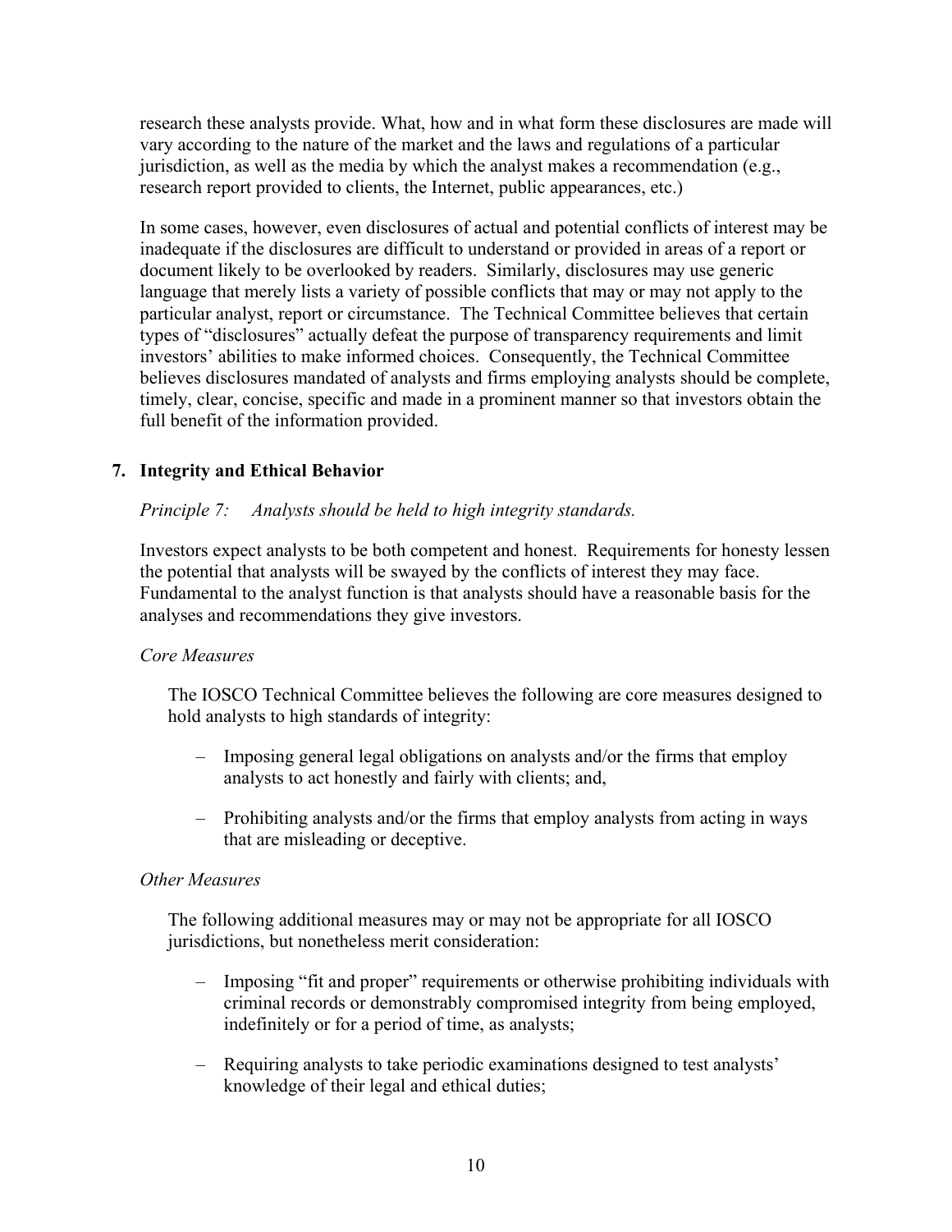research these analysts provide. What, how and in what form these disclosures are made will vary according to the nature of the market and the laws and regulations of a particular jurisdiction, as well as the media by which the analyst makes a recommendation (e.g., research report provided to clients, the Internet, public appearances, etc.)

In some cases, however, even disclosures of actual and potential conflicts of interest may be inadequate if the disclosures are difficult to understand or provided in areas of a report or document likely to be overlooked by readers. Similarly, disclosures may use generic language that merely lists a variety of possible conflicts that may or may not apply to the particular analyst, report or circumstance. The Technical Committee believes that certain types of "disclosures" actually defeat the purpose of transparency requirements and limit investors' abilities to make informed choices. Consequently, the Technical Committee believes disclosures mandated of analysts and firms employing analysts should be complete, timely, clear, concise, specific and made in a prominent manner so that investors obtain the full benefit of the information provided.

## 7. Integrity and Ethical Behavior

*Principle 7: Analysts should be held to high integrity standards.*

Investors expect analysts to be both competent and honest. Requirements for honesty lessen the potential that analysts will be swayed by the conflicts of interest they may face. Fundamental to the analyst function is that analysts should have a reasonable basis for the analyses and recommendations they give investors.

*Core Measures*

The IOSCO Technical Committee believes the following are core measures designed to hold analysts to high standards of integrity:

– Imposing general legal obligations on analysts and/or the firms that employ analysts to act honestly and fairly with clients; and,

– Prohibiting analysts and/or the firms that employ analysts from acting in ways that are misleading or deceptive.

*Other Measures*

The following additional measures may or may not be appropriate for all IOSCO jurisdictions, but nonetheless merit consideration:

– Imposing "fit and proper" requirements or otherwise prohibiting individuals with criminal records or demonstrably compromised integrity from being employed, indefinitely or for a period of time, as analysts;

– Requiring analysts to take periodic examinations designed to test analysts' knowledge of their legal and ethical duties;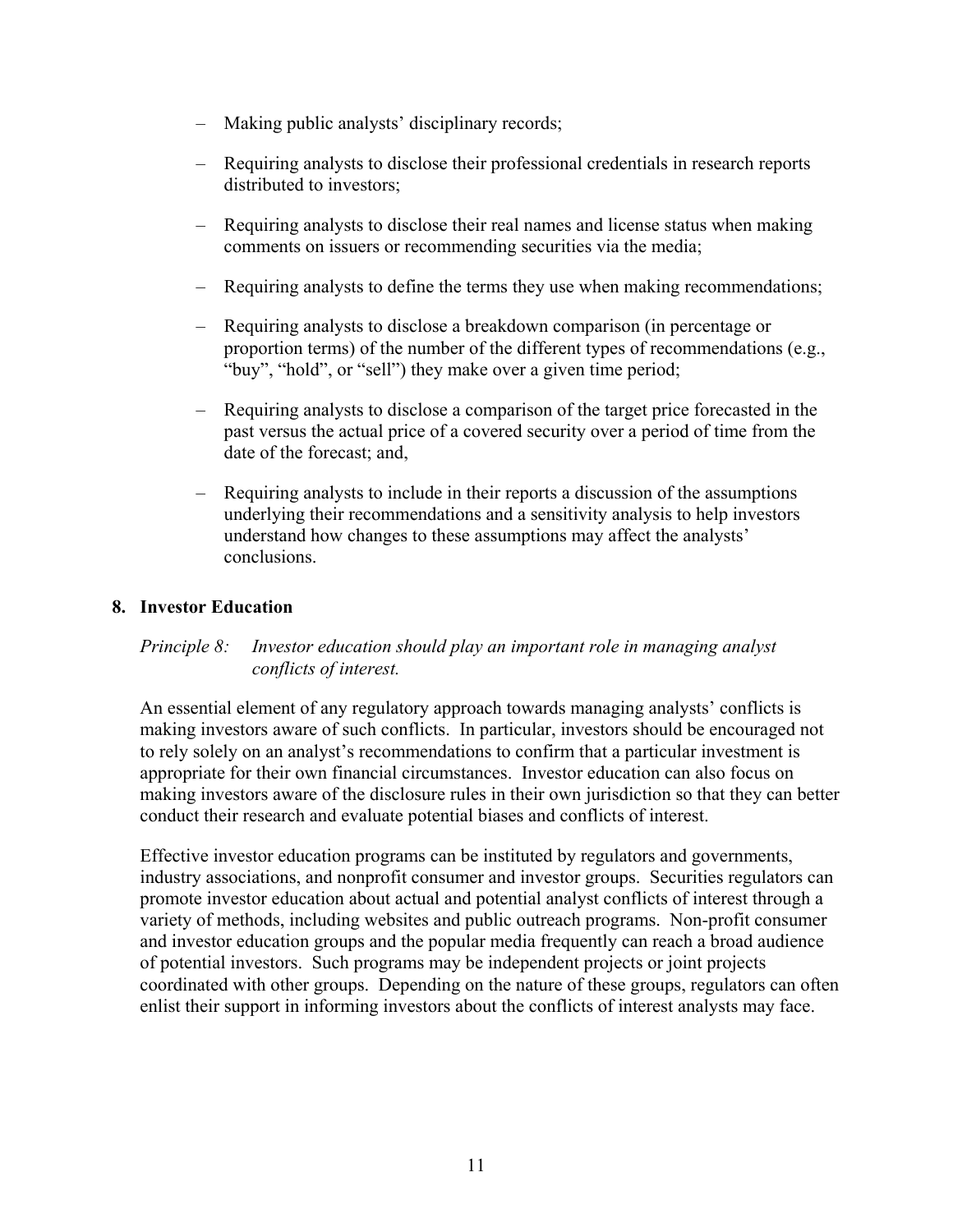- Making public analysts' disciplinary records;
- Requiring analysts to disclose their professional credentials in research reports distributed to investors;
- Requiring analysts to disclose their real names and license status when making comments on issuers or recommending securities via the media;
- Requiring analysts to define the terms they use when making recommendations;
- Requiring analysts to disclose a breakdown comparison (in percentage or proportion terms) of the number of the different types of recommendations (e.g., "buy", "hold", or "sell") they make over a given time period;
- Requiring analysts to disclose a comparison of the target price forecasted in the past versus the actual price of a covered security over a period of time from the date of the forecast; and,
- Requiring analysts to include in their reports a discussion of the assumptions underlying their recommendations and a sensitivity analysis to help investors understand how changes to these assumptions may affect the analysts' conclusions.

## 8. Investor Education

*Principle 8: Investor education should play an important role in managing analyst conflicts of interest.*

An essential element of any regulatory approach towards managing analysts' conflicts is making investors aware of such conflicts. In particular, investors should be encouraged not to rely solely on an analyst's recommendations to confirm that a particular investment is appropriate for their own financial circumstances. Investor education can also focus on making investors aware of the disclosure rules in their own jurisdiction so that they can better conduct their research and evaluate potential biases and conflicts of interest.

Effective investor education programs can be instituted by regulators and governments, industry associations, and nonprofit consumer and investor groups. Securities regulators can promote investor education about actual and potential analyst conflicts of interest through a variety of methods, including websites and public outreach programs. Non-profit consumer and investor education groups and the popular media frequently can reach a broad audience of potential investors. Such programs may be independent projects or joint projects coordinated with other groups. Depending on the nature of these groups, regulators can often enlist their support in informing investors about the conflicts of interest analysts may face.